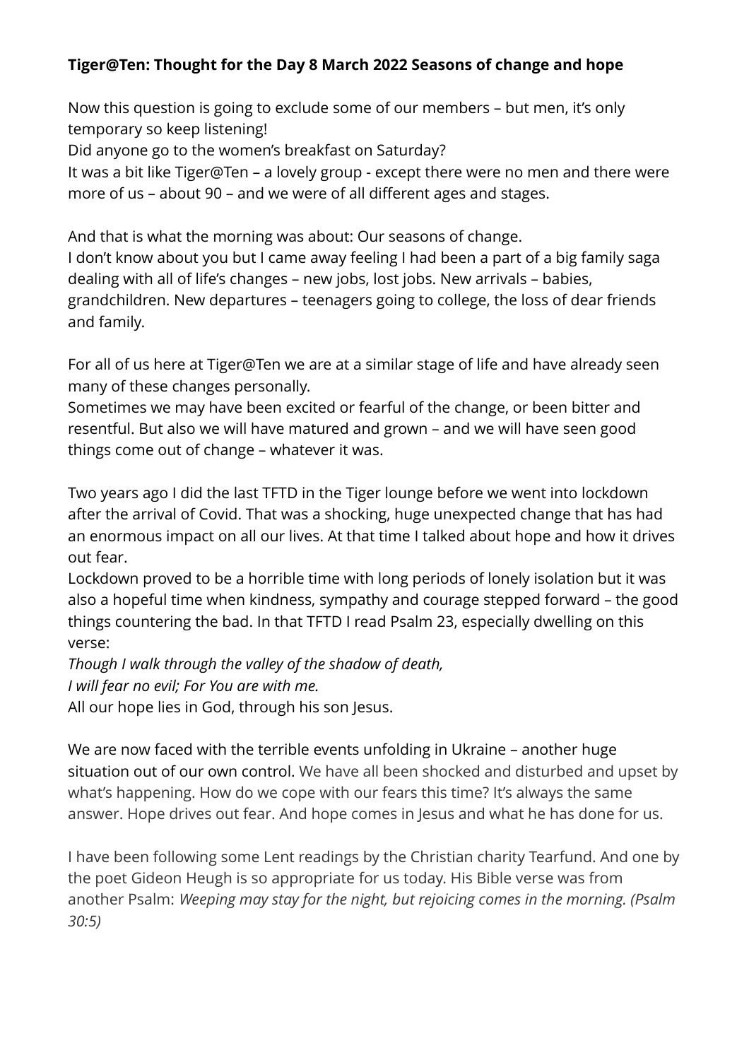**Tiger@Ten: Thought for the Day 8 March 2022 Seasons of change and hope**

Now this question is going to exclude some of our members – but men, it's only temporary so keep listening!
Did anyone go to the women's breakfast on Saturday?
It was a bit like Tiger@Ten – a lovely group - except there were no men and there were more of us – about 90 – and we were of all different ages and stages.

And that is what the morning was about: Our seasons of change.
I don't know about you but I came away feeling I had been a part of a big family saga dealing with all of life's changes – new jobs, lost jobs. New arrivals – babies, grandchildren. New departures – teenagers going to college, the loss of dear friends and family.

For all of us here at Tiger@Ten we are at a similar stage of life and have already seen many of these changes personally.
Sometimes we may have been excited or fearful of the change, or been bitter and resentful. But also we will have matured and grown – and we will have seen good things come out of change – whatever it was.

Two years ago I did the last TFTD in the Tiger lounge before we went into lockdown after the arrival of Covid. That was a shocking, huge unexpected change that has had an enormous impact on all our lives. At that time I talked about hope and how it drives out fear.
Lockdown proved to be a horrible time with long periods of lonely isolation but it was also a hopeful time when kindness, sympathy and courage stepped forward – the good things countering the bad. In that TFTD I read Psalm 23, especially dwelling on this verse:
*Though I walk through the valley of the shadow of death,*
*I will fear no evil; For You are with me.*
All our hope lies in God, through his son Jesus.

We are now faced with the terrible events unfolding in Ukraine – another huge situation out of our own control. We have all been shocked and disturbed and upset by what's happening. How do we cope with our fears this time? It's always the same answer. Hope drives out fear. And hope comes in Jesus and what he has done for us.

I have been following some Lent readings by the Christian charity Tearfund. And one by the poet Gideon Heugh is so appropriate for us today. His Bible verse was from another Psalm: *Weeping may stay for the night, but rejoicing comes in the morning. (Psalm 30:5)*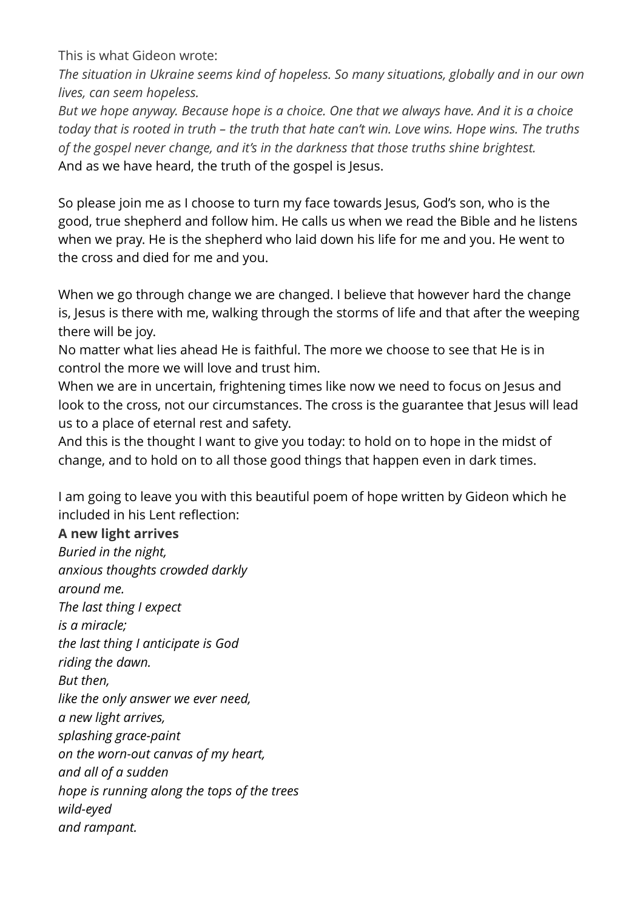This is what Gideon wrote:

*The situation in Ukraine seems kind of hopeless. So many situations, globally and in our own lives, can seem hopeless.*

*But we hope anyway. Because hope is a choice. One that we always have. And it is a choice today that is rooted in truth – the truth that hate can't win. Love wins. Hope wins. The truths of the gospel never change, and it's in the darkness that those truths shine brightest.*

And as we have heard, the truth of the gospel is Jesus.

So please join me as I choose to turn my face towards Jesus, God's son, who is the good, true shepherd and follow him. He calls us when we read the Bible and he listens when we pray. He is the shepherd who laid down his life for me and you. He went to the cross and died for me and you.

When we go through change we are changed. I believe that however hard the change is, Jesus is there with me, walking through the storms of life and that after the weeping there will be joy.

No matter what lies ahead He is faithful. The more we choose to see that He is in control the more we will love and trust him.

When we are in uncertain, frightening times like now we need to focus on Jesus and look to the cross, not our circumstances. The cross is the guarantee that Jesus will lead us to a place of eternal rest and safety.

And this is the thought I want to give you today: to hold on to hope in the midst of change, and to hold on to all those good things that happen even in dark times.

I am going to leave you with this beautiful poem of hope written by Gideon which he included in his Lent reflection:

**A new light arrives**

*Buried in the night,*
*anxious thoughts crowded darkly*
*around me.*
*The last thing I expect*
*is a miracle;*
*the last thing I anticipate is God*
*riding the dawn.*
*But then,*
*like the only answer we ever need,*
*a new light arrives,*
*splashing grace-paint*
*on the worn-out canvas of my heart,*
*and all of a sudden*
*hope is running along the tops of the trees*
*wild-eyed*
*and rampant.*